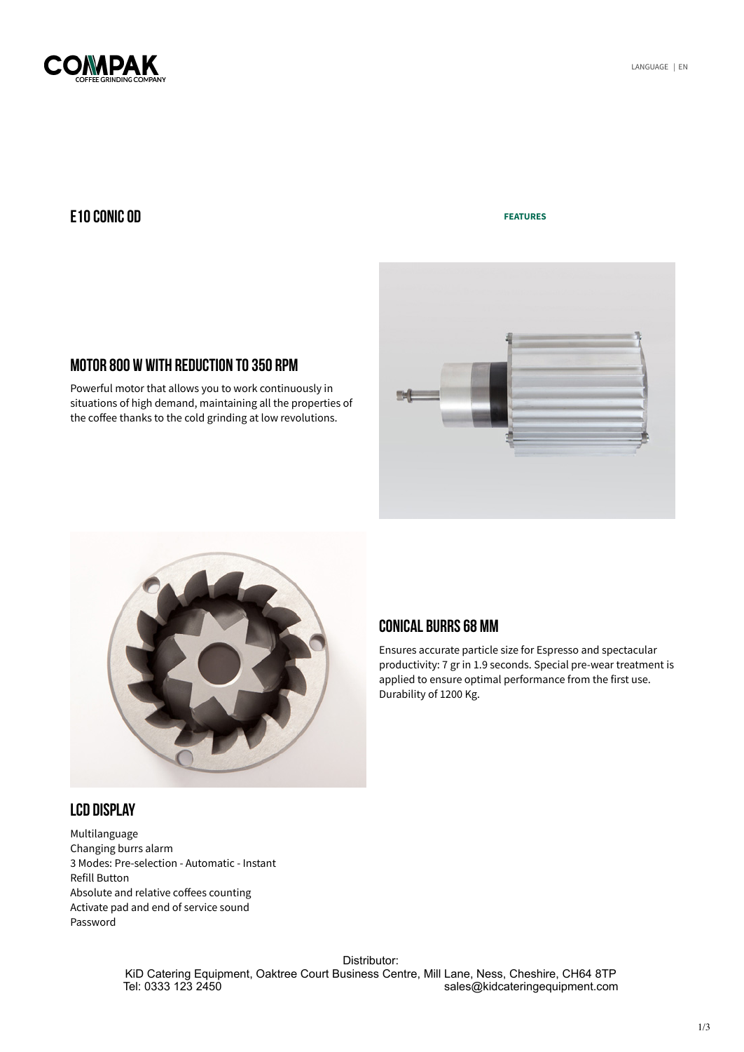COMPAK
COFFEE GRINDING COMPANY

LANGUAGE | EN

# E10 CONIC OD

**FEATURES**

## MOTOR 800 W WITH REDUCTION TO 350 RPM

Powerful motor that allows you to work continuously in situations of high demand, maintaining all the properties of the coffee thanks to the cold grinding at low revolutions.

## CONICAL BURRS 68 MM

Ensures accurate particle size for Espresso and spectacular productivity: 7 gr in 1.9 seconds. Special pre-wear treatment is applied to ensure optimal performance from the first use. Durability of 1200 Kg.

## LCD DISPLAY

Multilanguage
Changing burrs alarm
3 Modes: Pre-selection - Automatic - Instant
Refill Button
Absolute and relative coffees counting
Activate pad and end of service sound
Password

Distributor:
KiD Catering Equipment, Oaktree Court Business Centre, Mill Lane, Ness, Cheshire, CH64 8TP
Tel: 0333 123 2450 sales@kidcateringequipment.com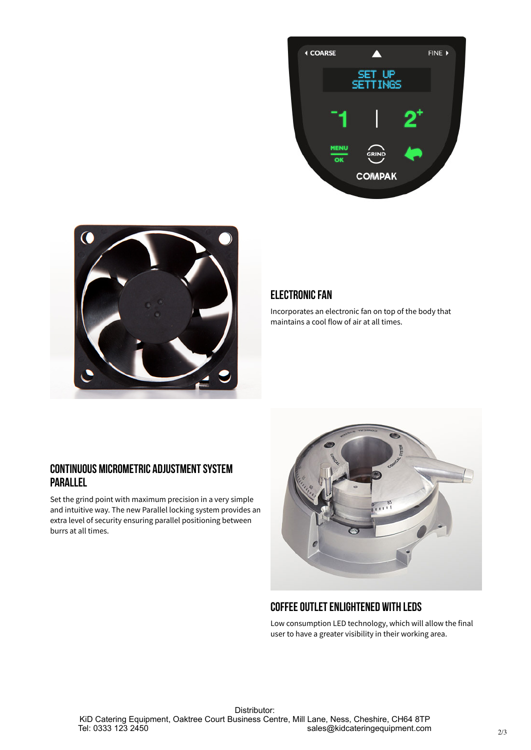## ELECTRONIC FAN

Incorporates an electronic fan on top of the body that maintains a cool flow of air at all times.

## CONTINUOUS MICROMETRIC ADJUSTMENT SYSTEM PARALLEL

Set the grind point with maximum precision in a very simple and intuitive way. The new Parallel locking system provides an extra level of security ensuring parallel positioning between burrs at all times.

## COFFEE OUTLET ENLIGHTENED WITH LEDS

Low consumption LED technology, which will allow the final user to have a greater visibility in their working area.

Distributor:
KiD Catering Equipment, Oaktree Court Business Centre, Mill Lane, Ness, Cheshire, CH64 8TP
Tel: 0333 123 2450 sales@kidcateringequipment.com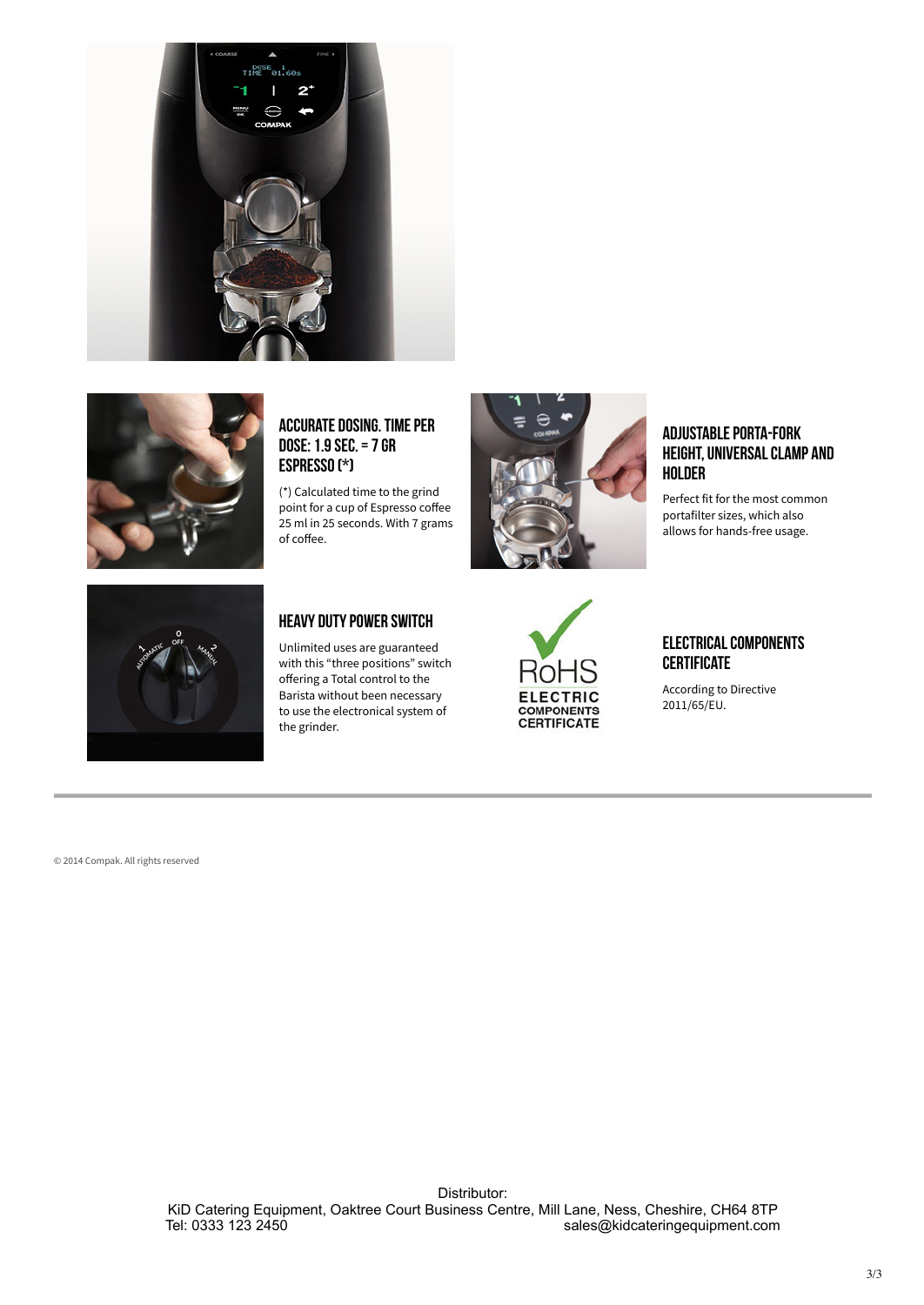### ACCURATE DOSING. TIME PER DOSE: 1.9 SEC. = 7 GR ESPRESSO (*)

(*) Calculated time to the grind point for a cup of Espresso coffee 25 ml in 25 seconds. With 7 grams of coffee.

### ADJUSTABLE PORTA-FORK HEIGHT, UNIVERSAL CLAMP AND HOLDER

Perfect fit for the most common portafilter sizes, which also allows for hands-free usage.

### HEAVY DUTY POWER SWITCH

Unlimited uses are guaranteed with this “three positions” switch offering a Total control to the Barista without been necessary to use the electronical system of the grinder.

### ELECTRICAL COMPONENTS CERTIFICATE

According to Directive 2011/65/EU.

© 2014 Compak. All rights reserved

Distributor:
KiD Catering Equipment, Oaktree Court Business Centre, Mill Lane, Ness, Cheshire, CH64 8TP
Tel: 0333 123 2450 sales@kidcateringequipment.com